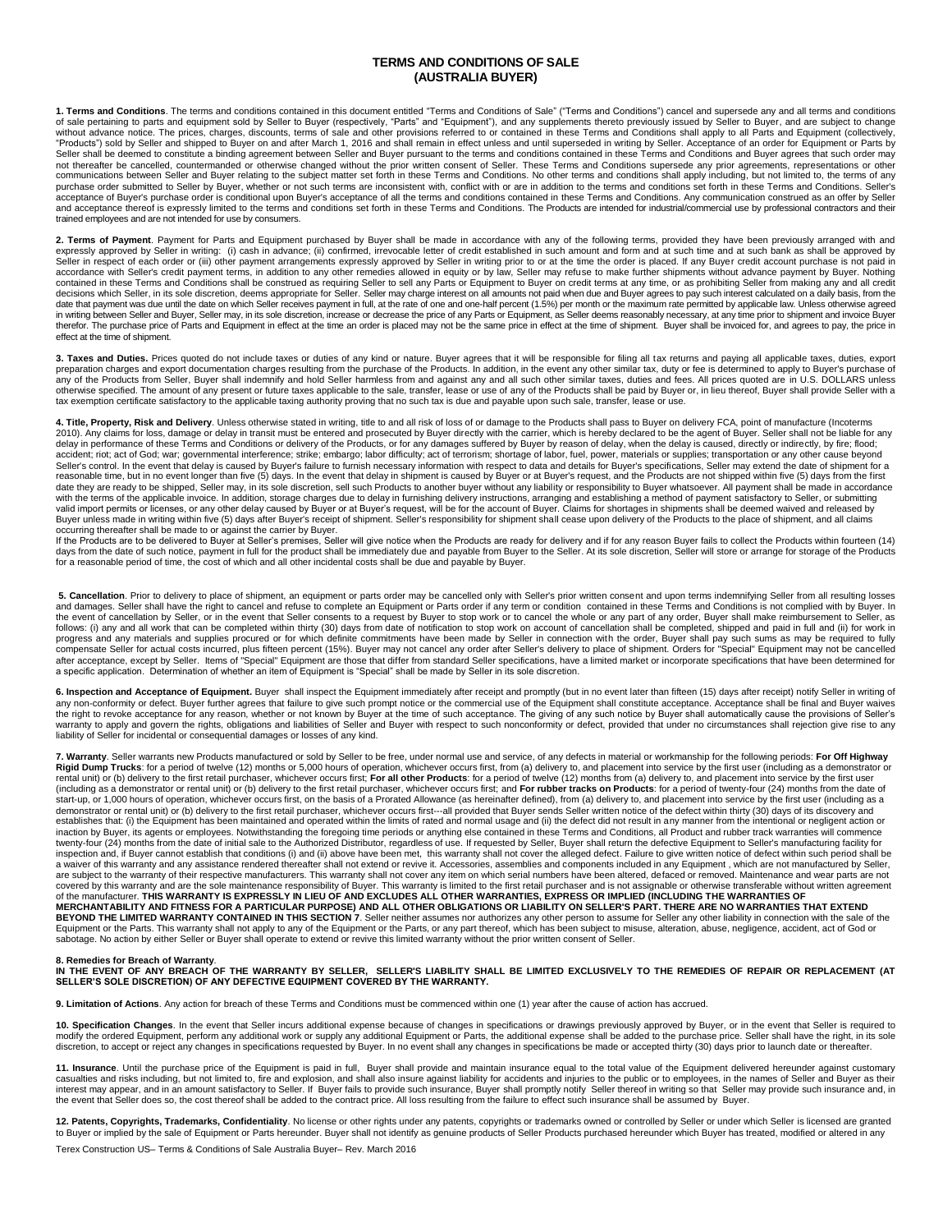# TERMS AND CONDITIONS OF SALE
# (AUSTRALIA BUYER)

**1. Terms and Conditions**. The terms and conditions contained in this document entitled "Terms and Conditions of Sale" ("Terms and Conditions") cancel and supersede any and all terms and conditions of sale pertaining to parts and equipment sold by Seller to Buyer (respectively, "Parts" and "Equipment"), and any supplements thereto previously issued by Seller to Buyer, and are subject to change without advance notice. The prices, charges, discounts, terms of sale and other provisions referred to or contained in these Terms and Conditions shall apply to all Parts and Equipment (collectively, "Products") sold by Seller and shipped to Buyer on and after March 1, 2016 and shall remain in effect unless and until superseded in writing by Seller. Acceptance of an order for Equipment or Parts by Seller shall be deemed to constitute a binding agreement between Seller and Buyer pursuant to the terms and conditions contained in these Terms and Conditions and Buyer agrees that such order may not thereafter be cancelled, countermanded or otherwise changed without the prior written consent of Seller. These Terms and Conditions supersede any prior agreements, representations or other communications between Seller and Buyer relating to the subject matter set forth in these Terms and Conditions. No other terms and conditions shall apply including, but not limited to, the terms of any purchase order submitted to Seller by Buyer, whether or not such terms are inconsistent with, conflict with or are in addition to the terms and conditions set forth in these Terms and Conditions. Seller's acceptance of Buyer's purchase order is conditional upon Buyer's acceptance of all the terms and conditions contained in these Terms and Conditions. Any communication construed as an offer by Seller and acceptance thereof is expressly limited to the terms and conditions set forth in these Terms and Conditions. The Products are intended for industrial/commercial use by professional contractors and their trained employees and are not intended for use by consumers.

**2. Terms of Payment**. Payment for Parts and Equipment purchased by Buyer shall be made in accordance with any of the following terms, provided they have been previously arranged with and expressly approved by Seller in writing: (i) cash in advance; (ii) confirmed, irrevocable letter of credit established in such amount and form and at such time and at such bank as shall be approved by Seller in respect of each order or (iii) other payment arrangements expressly approved by Seller in writing prior to or at the time the order is placed. If any Buyer credit account purchase is not paid in accordance with Seller's credit payment terms, in addition to any other remedies allowed in equity or by law, Seller may refuse to make further shipments without advance payment by Buyer. Nothing contained in these Terms and Conditions shall be construed as requiring Seller to sell any Parts or Equipment to Buyer on credit terms at any time, or as prohibiting Seller from making any and all credit decisions which Seller, in its sole discretion, deems appropriate for Seller. Seller may charge interest on all amounts not paid when due and Buyer agrees to pay such interest calculated on a daily basis, from the date that payment was due until the date on which Seller receives payment in full, at the rate of one and one-half percent (1.5%) per month or the maximum rate permitted by applicable law. Unless otherwise agreed in writing between Seller and Buyer, Seller may, in its sole discretion, increase or decrease the price of any Parts or Equipment, as Seller deems reasonably necessary, at any time prior to shipment and invoice Buyer therefor. The purchase price of Parts and Equipment in effect at the time an order is placed may not be the same price in effect at the time of shipment. Buyer shall be invoiced for, and agrees to pay, the price in effect at the time of shipment.

**3. Taxes and Duties.** Prices quoted do not include taxes or duties of any kind or nature. Buyer agrees that it will be responsible for filing all tax returns and paying all applicable taxes, duties, export preparation charges and export documentation charges resulting from the purchase of the Products. In addition, in the event any other similar tax, duty or fee is determined to apply to Buyer's purchase of any of the Products from Seller, Buyer shall indemnify and hold Seller harmless from and against any and all such other similar taxes, duties and fees. All prices quoted are in U.S. DOLLARS unless otherwise specified. The amount of any present or future taxes applicable to the sale, transfer, lease or use of any of the Products shall be paid by Buyer or, in lieu thereof, Buyer shall provide Seller with a tax exemption certificate satisfactory to the applicable taxing authority proving that no such tax is due and payable upon such sale, transfer, lease or use.

**4. Title, Property, Risk and Delivery**. Unless otherwise stated in writing, title to and all risk of loss of or damage to the Products shall pass to Buyer on delivery FCA, point of manufacture (Incoterms 2010). Any claims for loss, damage or delay in transit must be entered and prosecuted by Buyer directly with the carrier, which is hereby declared to be the agent of Buyer. Seller shall not be liable for any delay in performance of these Terms and Conditions or delivery of the Products, or for any damages suffered by Buyer by reason of delay, when the delay is caused, directly or indirectly, by fire; flood; accident; riot; act of God; war; governmental interference; strike; embargo; labor difficulty; act of terrorism; shortage of labor, fuel, power, materials or supplies; transportation or any other cause beyond Seller's control. In the event that delay is caused by Buyer's failure to furnish necessary information with respect to data and details for Buyer's specifications, Seller may extend the date of shipment for a reasonable time, but in no event longer than five (5) days. In the event that delay in shipment is caused by Buyer or at Buyer's request, and the Products are not shipped within five (5) days from the first date they are ready to be shipped, Seller may, in its sole discretion, sell such Products to another buyer without any liability or responsibility to Buyer whatsoever. All payment shall be made in accordance with the terms of the applicable invoice. In addition, storage charges due to delay in furnishing delivery instructions, arranging and establishing a method of payment satisfactory to Seller, or submitting valid import permits or licenses, or any other delay caused by Buyer or at Buyer's request, will be for the account of Buyer. Claims for shortages in shipments shall be deemed waived and released by Buyer unless made in writing within five (5) days after Buyer's receipt of shipment. Seller's responsibility for shipment shall cease upon delivery of the Products to the place of shipment, and all claims occurring thereafter shall be made to or against the carrier by Buyer.

If the Products are to be delivered to Buyer at Seller's premises, Seller will give notice when the Products are ready for delivery and if for any reason Buyer fails to collect the Products within fourteen (14) days from the date of such notice, payment in full for the product shall be immediately due and payable from Buyer to the Seller. At its sole discretion, Seller will store or arrange for storage of the Products for a reasonable period of time, the cost of which and all other incidental costs shall be due and payable by Buyer.

**5. Cancellation**. Prior to delivery to place of shipment, an equipment or parts order may be cancelled only with Seller's prior written consent and upon terms indemnifying Seller from all resulting losses and damages. Seller shall have the right to cancel and refuse to complete an Equipment or Parts order if any term or condition contained in these Terms and Conditions is not complied with by Buyer. In the event of cancellation by Seller, or in the event that Seller consents to a request by Buyer to stop work or to cancel the whole or any part of any order, Buyer shall make reimbursement to Seller, as follows: (i) any and all work that can be completed within thirty (30) days from date of notification to stop work on account of cancellation shall be completed, shipped and paid in full and (ii) for work in progress and any materials and supplies procured or for which definite commitments have been made by Seller in connection with the order, Buyer shall pay such sums as may be required to fully compensate Seller for actual costs incurred, plus fifteen percent (15%). Buyer may not cancel any order after Seller's delivery to place of shipment. Orders for "Special" Equipment may not be cancelled after acceptance, except by Seller. Items of "Special" Equipment are those that differ from standard Seller specifications, have a limited market or incorporate specifications that have been determined for a specific application. Determination of whether an item of Equipment is "Special" shall be made by Seller in its sole discretion.

**6. Inspection and Acceptance of Equipment.** Buyer shall inspect the Equipment immediately after receipt and promptly (but in no event later than fifteen (15) days after receipt) notify Seller in writing of any non-conformity or defect. Buyer further agrees that failure to give such prompt notice or the commercial use of the Equipment shall constitute acceptance. Acceptance shall be final and Buyer waives the right to revoke acceptance for any reason, whether or not known by Buyer at the time of such acceptance. The giving of any such notice by Buyer shall automatically cause the provisions of Seller's warranty to apply and govern the rights, obligations and liabilities of Seller and Buyer with respect to such nonconformity or defect, provided that under no circumstances shall rejection give rise to any liability of Seller for incidental or consequential damages or losses of any kind.

**7. Warranty**. Seller warrants new Products manufactured or sold by Seller to be free, under normal use and service, of any defects in material or workmanship for the following periods: **For Off Highway Rigid Dump Trucks**: for a period of twelve (12) months or 5,000 hours of operation, whichever occurs first, from (a) delivery to, and placement into service by the first user (including as a demonstrator or rental unit) or (b) delivery to the first retail purchaser, whichever occurs first; **For all other Products**: for a period of twelve (12) months from (a) delivery to, and placement into service by the first user (including as a demonstrator or rental unit) or (b) delivery to the first retail purchaser, whichever occurs first; and **For rubber tracks on Products**: for a period of twenty-four (24) months from the date of start-up, or 1,000 hours of operation, whichever occurs first, on the basis of a Prorated Allowance (as hereinafter defined), from (a) delivery to, and placement into service by the first user (including as a demonstrator or rental unit) or (b) delivery to the first retail purchaser, whichever occurs first---all provided that Buyer sends Seller written notice of the defect within thirty (30) days of its discovery and establishes that: (i) the Equipment has been maintained and operated within the limits of rated and normal usage and (ii) the defect did not result in any manner from the intentional or negligent action or inaction by Buyer, its agents or employees. Notwithstanding the foregoing time periods or anything else contained in these Terms and Conditions, all Product and rubber track warranties will commence twenty-four (24) months from the date of initial sale to the Authorized Distributor, regardless of use. If requested by Seller, Buyer shall return the defective Equipment to Seller's manufacturing facility for inspection and, if Buyer cannot establish that conditions (i) and (ii) above have been met, this warranty shall not cover the alleged defect. Failure to give written notice of defect within such period shall be a waiver of this warranty and any assistance rendered thereafter shall not extend or revive it. Accessories, assemblies and components included in any Equipment , which are not manufactured by Seller, are subject to the warranty of their respective manufacturers. This warranty shall not cover any item on which serial numbers have been altered, defaced or removed. Maintenance and wear parts are not covered by this warranty and are the sole maintenance responsibility of Buyer. This warranty is limited to the first retail purchaser and is not assignable or otherwise transferable without written agreement of the manufacturer. **THIS WARRANTY IS EXPRESSLY IN LIEU OF AND EXCLUDES ALL OTHER WARRANTIES, EXPRESS OR IMPLIED (INCLUDING THE WARRANTIES OF MERCHANTABILITY AND FITNESS FOR A PARTICULAR PURPOSE) AND ALL OTHER OBLIGATIONS OR LIABILITY ON SELLER'S PART. THERE ARE NO WARRANTIES THAT EXTEND BEYOND THE LIMITED WARRANTY CONTAINED IN THIS SECTION 7**. Seller neither assumes nor authorizes any other person to assume for Seller any other liability in connection with the sale of the Equipment or the Parts. This warranty shall not apply to any of the Equipment or the Parts, or any part thereof, which has been subject to misuse, alteration, abuse, negligence, accident, act of God or sabotage. No action by either Seller or Buyer shall operate to extend or revive this limited warranty without the prior written consent of Seller.

**8. Remedies for Breach of Warranty**.

**IN THE EVENT OF ANY BREACH OF THE WARRANTY BY SELLER, SELLER'S LIABILITY SHALL BE LIMITED EXCLUSIVELY TO THE REMEDIES OF REPAIR OR REPLACEMENT (AT SELLER'S SOLE DISCRETION) OF ANY DEFECTIVE EQUIPMENT COVERED BY THE WARRANTY.**

**9. Limitation of Actions**. Any action for breach of these Terms and Conditions must be commenced within one (1) year after the cause of action has accrued.

**10. Specification Changes**. In the event that Seller incurs additional expense because of changes in specifications or drawings previously approved by Buyer, or in the event that Seller is required to modify the ordered Equipment, perform any additional work or supply any additional Equipment or Parts, the additional expense shall be added to the purchase price. Seller shall have the right, in its sole discretion, to accept or reject any changes in specifications requested by Buyer. In no event shall any changes in specifications be made or accepted thirty (30) days prior to launch date or thereafter.

**11. Insurance**. Until the purchase price of the Equipment is paid in full, Buyer shall provide and maintain insurance equal to the total value of the Equipment delivered hereunder against customary casualties and risks including, but not limited to, fire and explosion, and shall also insure against liability for accidents and injuries to the public or to employees, in the names of Seller and Buyer as their interest may appear, and in an amount satisfactory to Seller. If Buyer fails to provide such insurance, Buyer shall promptly notify Seller thereof in writing so that Seller may provide such insurance and, in the event that Seller does so, the cost thereof shall be added to the contract price. All loss resulting from the failure to effect such insurance shall be assumed by Buyer.

**12. Patents, Copyrights, Trademarks, Confidentiality**. No license or other rights under any patents, copyrights or trademarks owned or controlled by Seller or under which Seller is licensed are granted to Buyer or implied by the sale of Equipment or Parts hereunder. Buyer shall not identify as genuine products of Seller Products purchased hereunder which Buyer has treated, modified or altered in any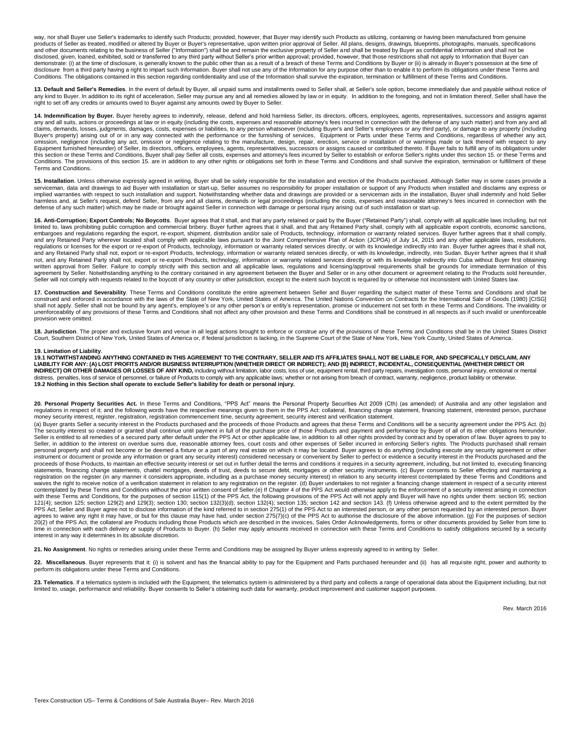way, nor shall Buyer use Seller's trademarks to identify such Products; provided, however, that Buyer may identify such Products as utilizing, containing or having been manufactured from genuine products of Seller as treated, modified or altered by Buyer or Buyer's representative, upon written prior approval of Seller. All plans, designs, drawings, blueprints, photographs, manuals, specifications and other documents relating to the business of Seller ("Information") shall be and remain the exclusive property of Seller and shall be treated by Buyer as confidential information and shall not be disclosed, given, loaned, exhibited, sold or transferred to any third party without Seller's prior written approval; provided, however, that those restrictions shall not apply to Information that Buyer can demonstrate: (i) at the time of disclosure, is generally known to the public other than as a result of a breach of these Terms and Conditions by Buyer or (ii) is already in Buyer's possession at the time of disclosure from a third party having a right to impart such Information. Buyer shall not use any of the Information for any purpose other than to enable it to perform its obligations under these Terms and Conditions. The obligations contained in this section regarding confidentiality and use of the Information shall survive the expiration, termination or fulfillment of these Terms and Conditions.

**13. Default and Seller's Remedies**. In the event of default by Buyer, all unpaid sums and installments owed to Seller shall, at Seller's sole option, become immediately due and payable without notice of any kind to Buyer. In addition to its right of acceleration, Seller may pursue any and all remedies allowed by law or in equity. In addition to the foregoing, and not in limitation thereof, Seller shall have the right to set off any credits or amounts owed to Buyer against any amounts owed by Buyer to Seller.

**14. Indemnification by Buyer.** Buyer hereby agrees to indemnify, release, defend and hold harmless Seller, its directors, officers, employees, agents, representatives, successors and assigns against any and all suits, actions or proceedings at law or in equity (including the costs, expenses and reasonable attorney's fees incurred in connection with the defense of any such matter) and from any and all claims, demands, losses, judgments, damages, costs, expenses or liabilities, to any person whatsoever (including Buyer's and Seller's employees or any third party), or damage to any property (including Buyer's property) arising out of or in any way connected with the performance or the furnishing of services, Equipment or Parts under these Terms and Conditions, regardless of whether any act, omission, negligence (including any act, omission or negligence relating to the manufacture, design, repair, erection, service or installation of or warnings made or lack thereof with respect to any Equipment furnished hereunder) of Seller, its directors, officers, employees, agents, representatives, successors or assigns caused or contributed thereto. If Buyer fails to fulfill any of its obligations under this section or these Terms and Conditions, Buyer shall pay Seller all costs, expenses and attorney's fees incurred by Seller to establish or enforce Seller's rights under this section 15. or these Terms and Conditions. The provisions of this section 15. are in addition to any other rights or obligations set forth in these Terms and Conditions and shall survive the expiration, termination or fulfillment of these Terms and Conditions.

**15. Installation**. Unless otherwise expressly agreed in writing, Buyer shall be solely responsible for the installation and erection of the Products purchased. Although Seller may in some cases provide a serviceman, data and drawings to aid Buyer with installation or start-up, Seller assumes no responsibility for proper installation or support of any Products when installed and disclaims any express or implied warranties with respect to such installation and support. Notwithstanding whether data and drawings are provided or a serviceman aids in the installation, Buyer shall indemnify and hold Seller harmless and, at Seller's request, defend Seller, from any and all claims, demands or legal proceedings (including the costs, expenses and reasonable attorney's fees incurred in connection with the defense of any such matter) which may be made or brought against Seller in connection with damage or personal injury arising out of such installation or start-up.

**16. Anti-Corruption; Export Controls; No Boycotts**. Buyer agrees that it shall, and that any party retained or paid by the Buyer ("Retained Party") shall, comply with all applicable laws including, but not limited to, laws prohibiting public corruption and commercial bribery. Buyer further agrees that it shall, and that any Retained Party shall, comply with all applicable export controls, economic sanctions, embargoes and regulations regarding the export, re-export, shipment, distribution and/or sale of Products, technology, information or warranty related services. Buyer further agrees that it shall comply, and any Retained Party wherever located shall comply with applicable laws pursuant to the Joint Comprehensive Plan of Action (JCPOA) of July 14, 2015 and any other applicable laws, resolutions, regulations or licenses for the export or re-export of Products, technology, information or warranty related services directly, or with its knowledge indirectly into Iran. Buyer further agrees that it shall not, and any Retained Party shall not, export or re-export Products, technology, information or warranty related services directly, or with its knowledge, indirectly, into Sudan. Buyer further agrees that it shall not, and any Retained Party shall not, export or re-export Products, technology, information or warranty related services directly or with its knowledge indirectly into Cuba without Buyer first obtaining written approval from Seller. Failure to comply strictly with this section and all applicable laws, regulations and licensing/approval requirements shall be grounds for immediate termination of this agreement by Seller. Notwithstanding anything to the contrary contained in any agreement between the Buyer and Seller or in any other document or agreement relating to the Products sold hereunder, Seller will not comply with requests related to the boycott of any country or other jurisdiction, except to the extent such boycott is required by or otherwise not inconsistent with United States law.

**17. Construction and Severability**. These Terms and Conditions constitute the entire agreement between Seller and Buyer regarding the subject matter of these Terms and Conditions and shall be construed and enforced in accordance with the laws of the State of New York, United States of America. The United Nations Convention on Contracts for the International Sale of Goods (1980) [CISG] shall not apply. Seller shall not be bound by any agent's, employee's or any other person's or entity's representation, promise or inducement not set forth in these Terms and Conditions. The invalidity or unenforceability of any provisions of these Terms and Conditions shall not affect any other provision and these Terms and Conditions shall be construed in all respects as if such invalid or unenforceable provision were omitted.

**18. Jurisdiction**. The proper and exclusive forum and venue in all legal actions brought to enforce or construe any of the provisions of these Terms and Conditions shall be in the United States District Court, Southern District of New York, United States of America or, if federal jurisdiction is lacking, in the Supreme Court of the State of New York, New York County, United States of America.

**19. Limitation of Liability**.

**19.1 NOTWITHSTANDING ANYTHING CONTAINED IN THIS AGREEMENT TO THE CONTRARY, SELLER AND ITS AFFILIATES SHALL NOT BE LIABLE FOR, AND SPECIFICALLY DISCLAIM, ANY LIABILITY FOR ANY: (A) LOST PROFITS AND/OR BUSINESS INTERRUPTION (WHETHER DIRECT OR INDIRECT); AND (B) INDIRECT, INCIDENTAL, CONSEQUENTIAL (WHETHER DIRECT OR INDIRECT) OR OTHER DAMAGES OR LOSSES OF ANY KIND,** including without limitation, labor costs, loss of use, equipment rental, third party repairs, investigation costs, personal injury, emotional or mental distress, penalties, loss of service of personnel, or failure of Products to comply with any applicable laws; whether or not arising from breach of contract, warranty, negligence, product liability or otherwise.

**19.2 Nothing in this Section shall operate to exclude Seller's liability for death or personal injury.**

**20. Personal Property Securities Act.** In these Terms and Conditions, "PPS Act" means the Personal Property Securities Act 2009 (Cth) (as amended) of Australia and any other legislation and regulations in respect of it; and the following words have the respective meanings given to them in the PPS Act: collateral, financing change statement, financing statement, interested person, purchase money security interest, register, registration, registration commencement time, security agreement, security interest and verification statement.

(a) Buyer grants Seller a security interest in the Products purchased and the proceeds of those Products and agrees that these Terms and Conditions will be a security agreement under the PPS Act. (b) The security interest so created or granted shall continue until payment in full of the purchase price of those Products and payment and performance by Buyer of all of its other obligations hereunder. Seller is entitled to all remedies of a secured party after default under the PPS Act or other applicable law, in addition to all other rights provided by contract and by operation of law. Buyer agrees to pay to Seller, in addition to the interest on overdue sums due, reasonable attorney fees, court costs and other expenses of Seller incurred in enforcing Seller's rights. The Products purchased shall remain personal property and shall not become or be deemed a fixture or a part of any real estate on which it may be located. Buyer agrees to do anything (including execute any security agreement or other instrument or document or provide any information or grant any security interest) considered necessary or convenient by Seller to perfect or evidence a security interest in the Products purchased and the proceeds of those Products, to maintain an effective security interest or set out in further detail the terms and conditions it requires in a security agreement, including, but not limited to, executing financing statements, financing change statements, chattel mortgages, deeds of trust, deeds to secure debt, mortgages or other security instruments. (c) Buyer consents to Seller effecting and maintaining a registration on the register (in any manner it considers appropriate, including as a purchase money security interest) in relation to any security interest contemplated by these Terms and Conditions and waives the right to receive notice of a verification statement in relation to any registration on the register. (d) Buyer undertakes to not register a financing change statement in respect of a security interest contemplated by these Terms and Conditions without the prior written consent of Seller.(e) If Chapter 4 of the PPS Act would otherwise apply to the enforcement of a security interest arising in connection with these Terms and Conditions, for the purposes of section 115(1) of the PPS Act, the following provisions of the PPS Act will not apply and Buyer will have no rights under them: section 95; section 121(4); section 125; section 129(2) and 129(3); section 130; section 132(3)(d); section 132(4); section 135; section 142 and section 143. (f) Unless otherwise agreed and to the extent permitted by the PPS Act, Seller and Buyer agree not to disclose information of the kind referred to in section 275(1) of the PPS Act to an interested person, or any other person requested by an interested person. Buyer agrees to waive any right it may have, or but for this clause may have had, under section 275(7)(c) of the PPS Act to authorise the disclosure of the above information. (g) For the purposes of section 20(2) of the PPS Act, the collateral are Products including those Products which are described in the invoices, Sales Order Acknowledgements, forms or other documents provided by Seller from time to time in connection with each delivery or supply of Products to Buyer. (h) Seller may apply amounts received in connection with these Terms and Conditions to satisfy obligations secured by a security interest in any way it determines in its absolute discretion.

**21. No Assignment**. No rights or remedies arising under these Terms and Conditions may be assigned by Buyer unless expressly agreed to in writing by Seller.

**22. Miscellaneous**. Buyer represents that it: (i) is solvent and has the financial ability to pay for the Equipment and Parts purchased hereunder and (ii) has all requisite right, power and authority to perform its obligations under these Terms and Conditions.

**23. Telematics**. If a telematics system is included with the Equipment, the telematics system is administered by a third party and collects a range of operational data about the Equipment including, but not limited to, usage, performance and reliability. Buyer consents to Seller's obtaining such data for warranty, product improvement and customer support purposes.

Rev. March 2016